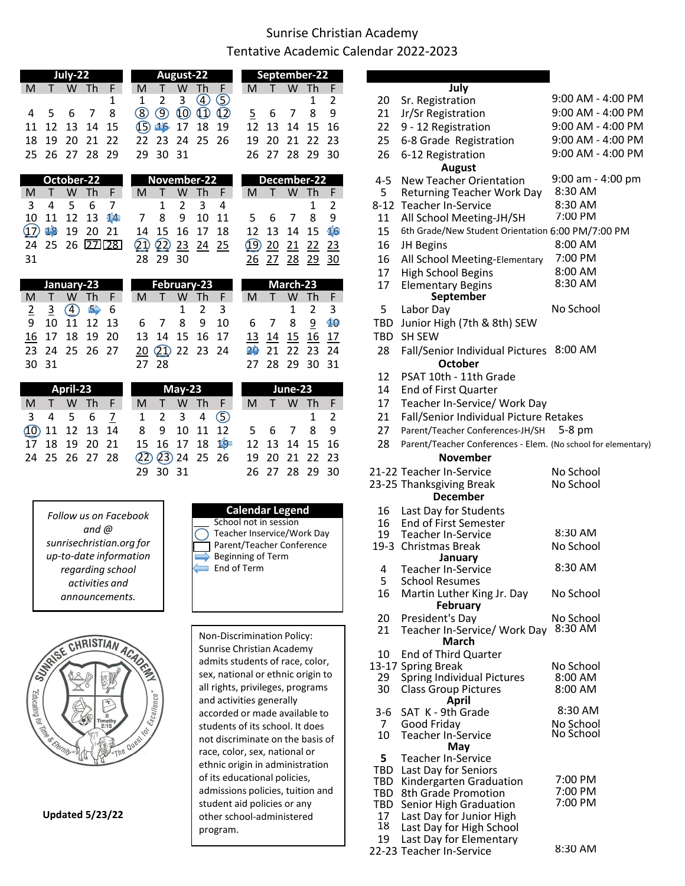# Sunrise Christian Academy

## Tentative Academic Calendar 2022-2023

**July-22**

| M | T | W | Th | F |
|---|---|---|---|---|
| | | | | 1 |
| 4 | 5 | 6 | 7 | 8 |
| 11 | 12 | 13 | 14 | 15 |
| 18 | 19 | 20 | 21 | 22 |
| 25 | 26 | 27 | 28 | 29 |

**August-22**

| M | T | W | Th | F |
|---|---|---|---|---|
| 1 | 2 | 3 | 4 | 5 |
| 8 | 9 | 10 | 11 | 12 |
| 15 | 16 | 17 | 18 | 19 |
| 22 | 23 | 24 | 25 | 26 |
| 29 | 30 | 31 | | |

**September-22**

| M | T | W | Th | F |
|---|---|---|---|---|
| | | | 1 | 2 |
| 5 | 6 | 7 | 8 | 9 |
| 12 | 13 | 14 | 15 | 16 |
| 19 | 20 | 21 | 22 | 23 |
| 26 | 27 | 28 | 29 | 30 |

**October-22**

| M | T | W | Th | F |
|---|---|---|---|---|
| 3 | 4 | 5 | 6 | 7 |
| 10 | 11 | 12 | 13 | 14 |
| 17 | 18 | 19 | 20 | 21 |
| 24 | 25 | 26 | 27 | 28 |
| 31 | | | | |

**November-22**

| M | T | W | Th | F |
|---|---|---|---|---|
| | 1 | 2 | 3 | 4 |
| 7 | 8 | 9 | 10 | 11 |
| 14 | 15 | 16 | 17 | 18 |
| 21 | 22 | 23 | 24 | 25 |
| 28 | 29 | 30 | | |

**December-22**

| M | T | W | Th | F |
|---|---|---|---|---|
| | | | 1 | 2 |
| 5 | 6 | 7 | 8 | 9 |
| 12 | 13 | 14 | 15 | 16 |
| 19 | 20 | 21 | 22 | 23 |
| 26 | 27 | 28 | 29 | 30 |

**January-23**

| M | T | W | Th | F |
|---|---|---|---|---|
| 2 | 3 | 4 | 5 | 6 |
| 9 | 10 | 11 | 12 | 13 |
| 16 | 17 | 18 | 19 | 20 |
| 23 | 24 | 25 | 26 | 27 |
| 30 | 31 | | | |

**February-23**

| M | T | W | Th | F |
|---|---|---|---|---|
| | | 1 | 2 | 3 |
| 6 | 7 | 8 | 9 | 10 |
| 13 | 14 | 15 | 16 | 17 |
| 20 | 21 | 22 | 23 | 24 |
| 27 | 28 | | | |

**March-23**

| M | T | W | Th | F |
|---|---|---|---|---|
| | | 1 | 2 | 3 |
| 6 | 7 | 8 | 9 | 10 |
| 13 | 14 | 15 | 16 | 17 |
| 20 | 21 | 22 | 23 | 24 |
| 27 | 28 | 29 | 30 | 31 |

**April-23**

| M | T | W | Th | F |
|---|---|---|---|---|
| 3 | 4 | 5 | 6 | 7 |
| 10 | 11 | 12 | 13 | 14 |
| 17 | 18 | 19 | 20 | 21 |
| 24 | 25 | 26 | 27 | 28 |

**May-23**

| M | T | W | Th | F |
|---|---|---|---|---|
| 1 | 2 | 3 | 4 | 5 |
| 8 | 9 | 10 | 11 | 12 |
| 15 | 16 | 17 | 18 | 19 |
| 22 | 23 | 24 | 25 | 26 |
| 29 | 30 | 31 | | |

**June-23**

| M | T | W | Th | F |
|---|---|---|---|---|
| | | | 1 | 2 |
| 5 | 6 | 7 | 8 | 9 |
| 12 | 13 | 14 | 15 | 16 |
| 19 | 20 | 21 | 22 | 23 |
| 26 | 27 | 28 | 29 | 30 |

*Follow us on Facebook and @ sunrisechristian.org for up-to-date information regarding school activities and announcements.*

**Calendar Legend**

- School not in session
- Teacher Inservice/Work Day
- Parent/Teacher Conference
- Beginning of Term
- End of Term

Non-Discrimination Policy: Sunrise Christian Academy admits students of race, color, sex, national or ethnic origin to all rights, privileges, programs and activities generally accorded or made available to students of its school. It does not discriminate on the basis of race, color, sex, national or ethnic origin in administration of its educational policies, admissions policies, tuition and student aid policies or any other school-administered program.

Sunrise Christian Academy — "Educating for Time & Eternity" — "The Quest for Excellence" — II Timothy 2:15

**Updated 5/23/22**

| Date | Event | Time |
|---|---|---|
| **July** | | |
| 20 | Sr. Registration | 9:00 AM - 4:00 PM |
| 21 | Jr/Sr Registration | 9:00 AM - 4:00 PM |
| 22 | 9 - 12 Registration | 9:00 AM - 4:00 PM |
| 25 | 6-8 Grade Registration | 9:00 AM - 4:00 PM |
| 26 | 6-12 Registration | 9:00 AM - 4:00 PM |
| **August** | | |
| 4-5 | New Teacher Orientation | 9:00 am - 4:00 pm |
| 5 | Returning Teacher Work Day | 8:30 AM |
| 8-12 | Teacher In-Service | 8:30 AM |
| 11 | All School Meeting-JH/SH | 7:00 PM |
| 15 | 6th Grade/New Student Orientation | 6:00 PM/7:00 PM |
| 16 | JH Begins | 8:00 AM |
| 16 | All School Meeting-Elementary | 7:00 PM |
| 17 | High School Begins | 8:00 AM |
| 17 | Elementary Begins | 8:30 AM |
| **September** | | |
| 5 | Labor Day | No School |
| TBD | Junior High (7th & 8th) SEW | |
| TBD | SH SEW | |
| 28 | Fall/Senior Individual Pictures | 8:00 AM |
| **October** | | |
| 12 | PSAT 10th - 11th Grade | |
| 14 | End of First Quarter | |
| 17 | Teacher In-Service/ Work Day | |
| 21 | Fall/Senior Individual Picture Retakes | |
| 27 | Parent/Teacher Conferences-JH/SH | 5-8 pm |
| 28 | Parent/Teacher Conferences - Elem. | (No school for elementary) |
| **November** | | |
| 21-22 | Teacher In-Service | No School |
| 23-25 | Thanksgiving Break | No School |
| **December** | | |
| 16 | Last Day for Students | |
| 16 | End of First Semester | |
| 19 | Teacher In-Service | 8:30 AM |
| 19-3 | Christmas Break | No School |
| **January** | | |
| 4 | Teacher In-Service | 8:30 AM |
| 5 | School Resumes | |
| 16 | Martin Luther King Jr. Day | No School |
| **February** | | |
| 20 | President's Day | No School |
| 21 | Teacher In-Service/ Work Day | 8:30 AM |
| **March** | | |
| 10 | End of Third Quarter | |
| 13-17 | Spring Break | No School |
| 29 | Spring Individual Pictures | 8:00 AM |
| 30 | Class Group Pictures | 8:00 AM |
| **April** | | |
| 3-6 | SAT K - 9th Grade | 8:30 AM |
| 7 | Good Friday | No School |
| 10 | Teacher In-Service | No School |
| **May** | | |
| 5 | Teacher In-Service | |
| TBD | Last Day for Seniors | |
| TBD | Kindergarten Graduation | 7:00 PM |
| TBD | 8th Grade Promotion | 7:00 PM |
| TBD | Senior High Graduation | 7:00 PM |
| 17 | Last Day for Junior High | |
| 18 | Last Day for High School | |
| 19 | Last Day for Elementary | |
| 22-23 | Teacher In-Service | 8:30 AM |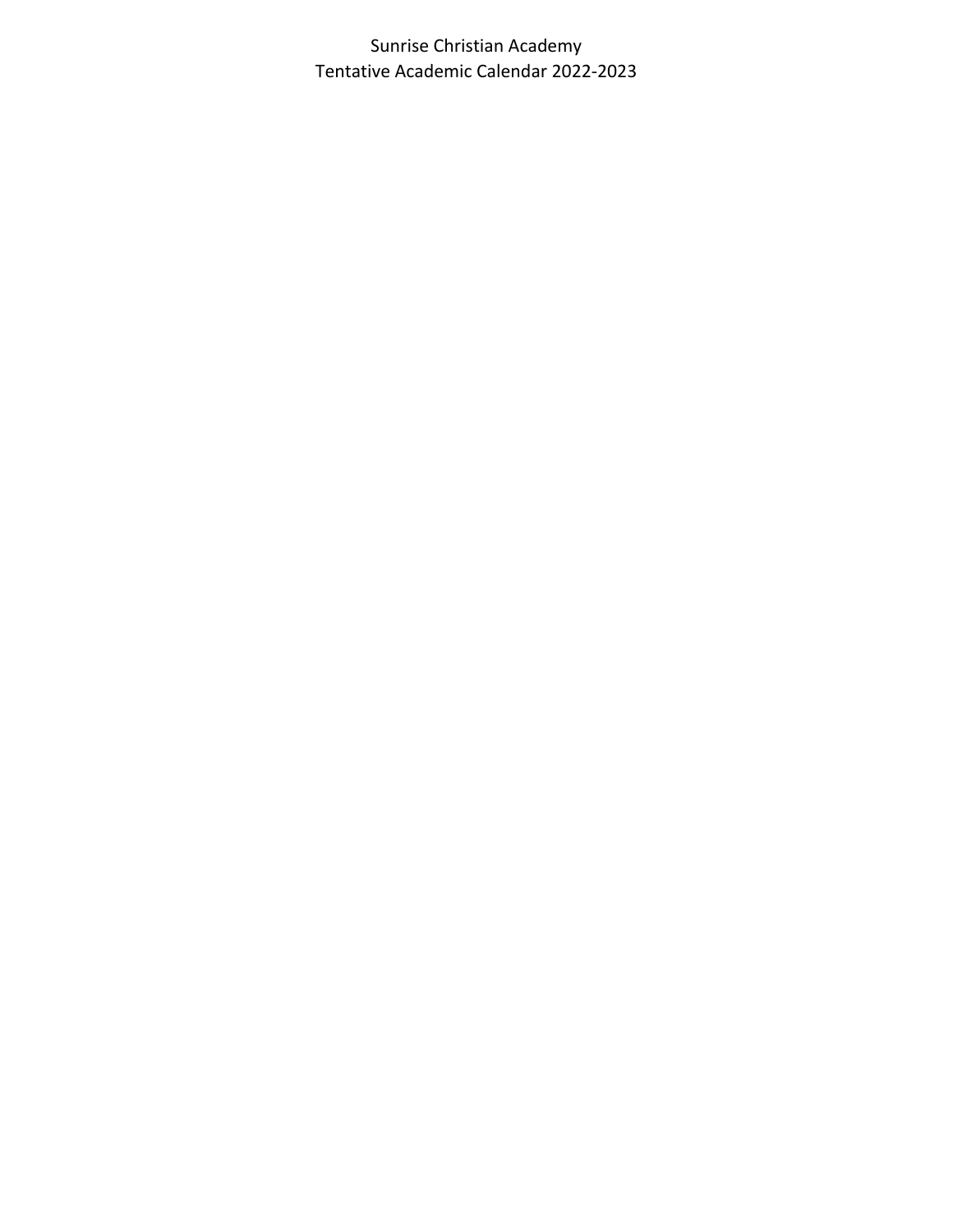Sunrise Christian Academy

Tentative Academic Calendar 2022-2023